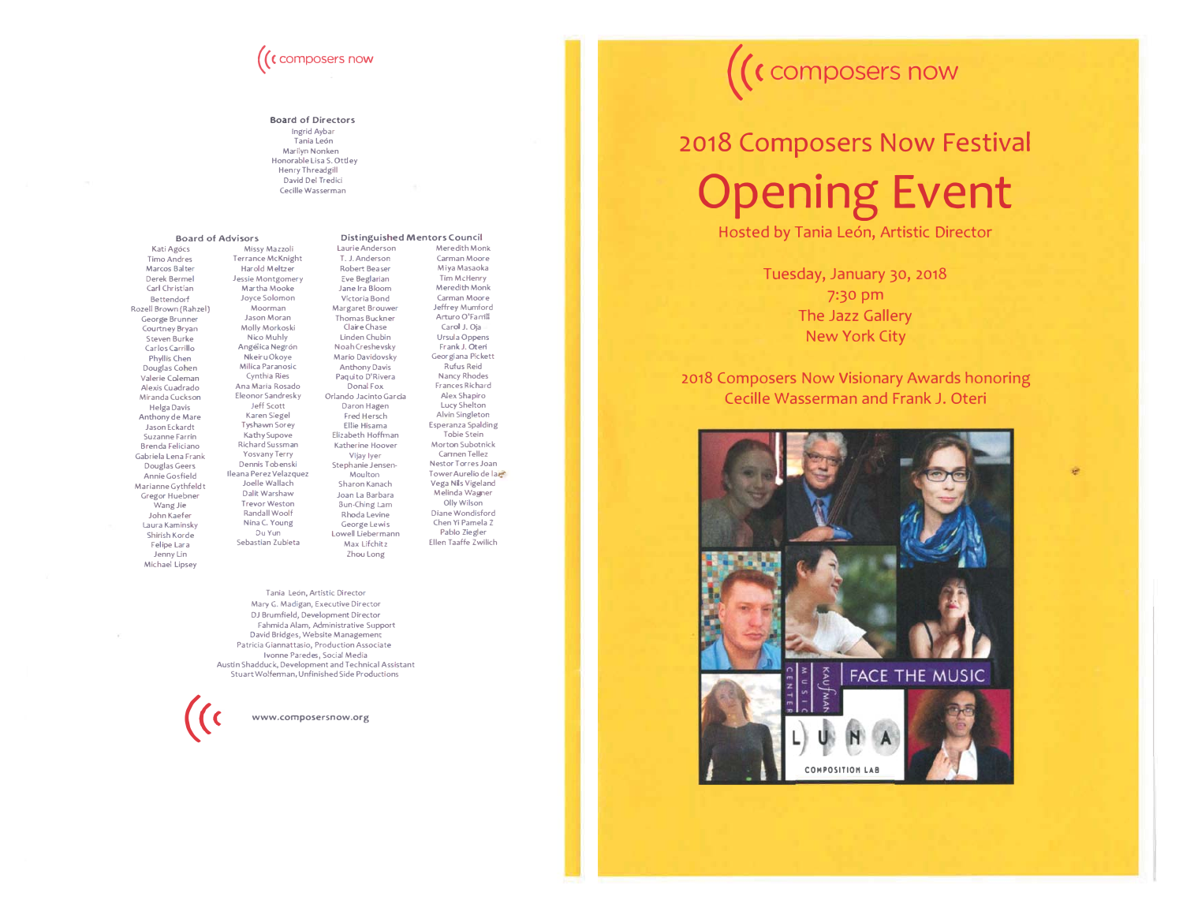composers now

## Board of Directors

Ingrid Aybar
Tania León
Marilyn Nonken
Honorable Lisa S. Ottley
Henry Threadgill
David Del Tredici
Cecille Wasserman

## Board of Advisors

Kati Agócs
Timo Andres
Marcos Balter
Derek Bermel
Carl Christian Bettendorf
Rozell Brown (Rahzel)
George Brunner
Courtney Bryan
Steven Burke
Carlos Carrillo
Phyllis Chen
Douglas Cohen
Valerie Coleman
Alexis Cuadrado
Miranda Cuckson
Helga Davis
Anthony de Mare
Jason Eckardt
Suzanne Farrin
Brenda Feliciano
Gabriela Lena Frank
Douglas Geers
Annie Gosfield
Marianne Gythfeldt
Gregor Huebner
Wang Jie
John Kaefer
Laura Kaminsky
Shirish Korde
Felipe Lara
Jenny Lin
Michael Lipsey
Missy Mazzoli
Terrance McKnight
Harold Meltzer
Jessie Montgomery
Martha Mooke
Joyce Solomon Moorman
Jason Moran
Molly Morkoski
Nico Muhly
Angélica Negrón
Nkeiru Okoye
Milica Paranosic
Cynthia Ries
Ana Maria Rosado
Eleonor Sandresky
Jeff Scott
Karen Siegel
Tyshawn Sorey
Kathy Supove
Richard Sussman
Yosvany Terry
Dennis Tobenski
Ileana Perez Velazquez
Joelle Wallach
Dalit Warshaw
Trevor Weston
Randall Woolf
Nina C. Young
Du Yun
Sebastian Zubieta

## Distinguished Mentors Council

Laurie Anderson
T. J. Anderson
Robert Beaser
Eve Beglarian
Jane Ira Bloom
Victoria Bond
Margaret Brouwer
Thomas Buckner
Claire Chase
Linden Chubin
Noah Creshevsky
Mario Davidovsky
Anthony Davis
Paquito D'Rivera
Donal Fox
Orlando Jacinto García
Daron Hagen
Fred Hersch
Ellie Hisama
Elizabeth Hoffman
Katherine Hoover
Vijay Iyer
Stephanie Jensen-Moulton
Sharon Kanach
Joan La Barbara
Bun-Ching Lam
Rhoda Levine
George Lewis
Lowell Liebermann
Max Lifchitz
Zhou Long
Meredith Monk
Carman Moore
Miya Masaoka
Tim McHenry
Meredith Monk
Carman Moore
Jeffrey Mumford
Arturo O'Farrill
Carol J. Oja
Ursula Oppens
Frank J. Oteri
Georgiana Pickett
Rufus Reid
Nancy Rhodes
Frances Richard
Alex Shapiro
Lucy Shelton
Alvin Singleton
Esperanza Spalding
Tobie Stein
Morton Subotnick
Carmen Tellez
Nestor Torres Joan
Tower Aurelio de la...
Vega Nils Vigeland
Melinda Wagner
Olly Wilson
Diane Wondisford
Chen Yi Pamela Z
Pablo Ziegler
Ellen Taaffe Zwilich

Tania Leon, Artistic Director
Mary G. Madigan, Executive Director
DJ Brumfield, Development Director
Fahmida Alam, Administrative Support
David Bridges, Website Management
Patricia Giannattasio, Production Associate
Ivonne Paredes, Social Media
Austin Shadduck, Development and Technical Assistant
Stuart Wolferman, Unfinished Side Productions

www.composersnow.org

---

composers now

# 2018 Composers Now Festival

# Opening Event

Hosted by Tania León, Artistic Director

Tuesday, January 30, 2018
7:30 pm
The Jazz Gallery
New York City

2018 Composers Now Visionary Awards honoring
Cecille Wasserman and Frank J. Oteri

KAUFMAN MUSIC CENTER | FACE THE MUSIC

LUNA COMPOSITION LAB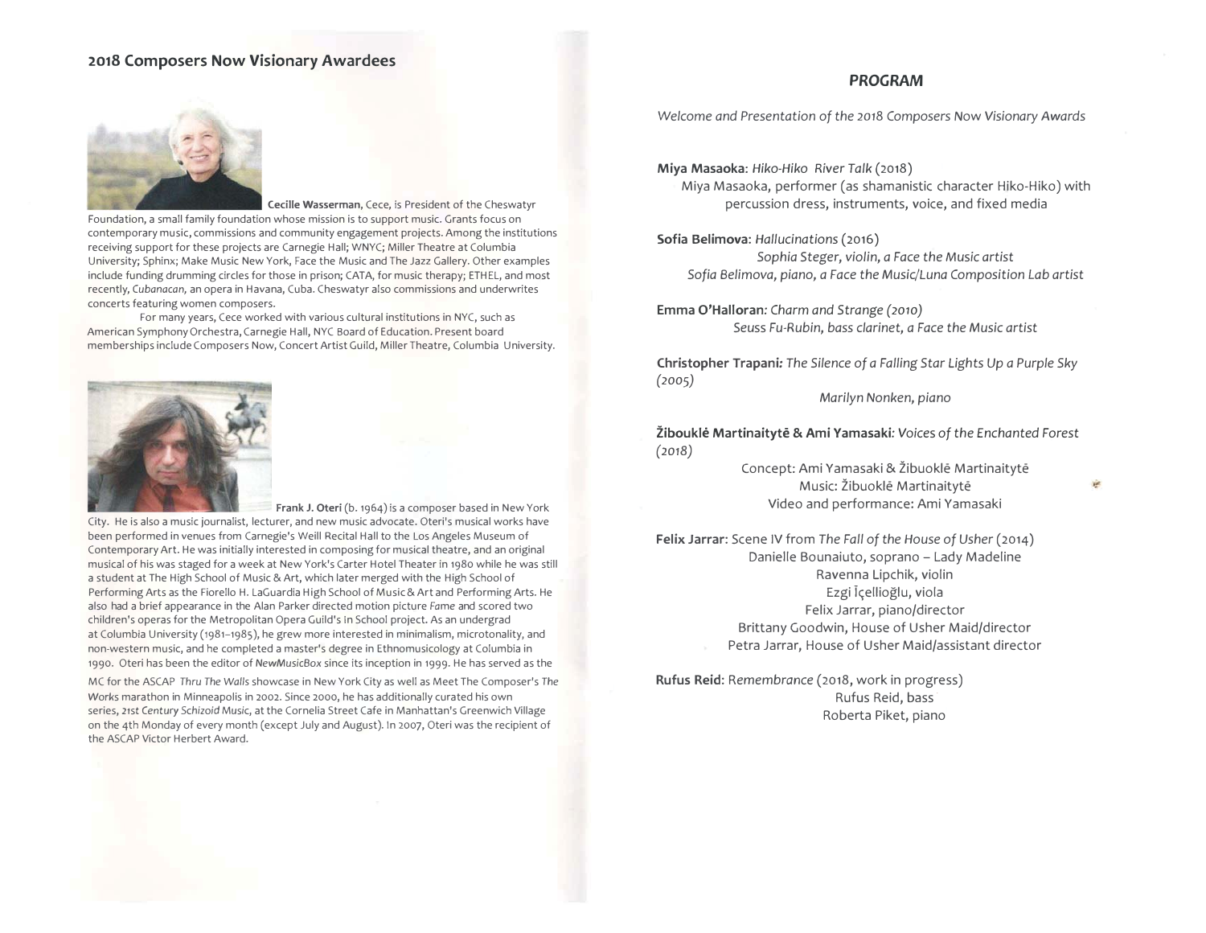## 2018 Composers Now Visionary Awardees

**Cecille Wasserman**, Cece, is President of the Cheswatyr Foundation, a small family foundation whose mission is to support music. Grants focus on contemporary music, commissions and community engagement projects. Among the institutions receiving support for these projects are Carnegie Hall; WNYC; Miller Theatre at Columbia University; Sphinx; Make Music New York, Face the Music and The Jazz Gallery. Other examples include funding drumming circles for those in prison; CATA, for music therapy; ETHEL, and most recently, *Cubanacan*, an opera in Havana, Cuba. Cheswatyr also commissions and underwrites concerts featuring women composers.

For many years, Cece worked with various cultural institutions in NYC, such as American Symphony Orchestra, Carnegie Hall, NYC Board of Education. Present board memberships include Composers Now, Concert Artist Guild, Miller Theatre, Columbia University.

**Frank J. Oteri** (b. 1964) is a composer based in New York City. He is also a music journalist, lecturer, and new music advocate. Oteri's musical works have been performed in venues from Carnegie's Weill Recital Hall to the Los Angeles Museum of Contemporary Art. He was initially interested in composing for musical theatre, and an original musical of his was staged for a week at New York's Carter Hotel Theater in 1980 while he was still a student at The High School of Music & Art, which later merged with the High School of Performing Arts as the Fiorello H. LaGuardia High School of Music & Art and Performing Arts. He also had a brief appearance in the Alan Parker directed motion picture *Fame* and scored two children's operas for the Metropolitan Opera Guild's In School project. As an undergrad at Columbia University (1981–1985), he grew more interested in minimalism, microtonality, and non-western music, and he completed a master's degree in Ethnomusicology at Columbia in 1990. Oteri has been the editor of *NewMusicBox* since its inception in 1999. He has served as the MC for the ASCAP *Thru The Walls* showcase in New York City as well as Meet The Composer's *The Works* marathon in Minneapolis in 2002. Since 2000, he has additionally curated his own series, *21st Century Schizoid Music*, at the Cornelia Street Cafe in Manhattan's Greenwich Village on the 4th Monday of every month (except July and August). In 2007, Oteri was the recipient of the ASCAP Victor Herbert Award.

## PROGRAM

*Welcome and Presentation of the 2018 Composers Now Visionary Awards*

**Miya Masaoka**: *Hiko-Hiko River Talk* (2018)
Miya Masaoka, performer (as shamanistic character Hiko-Hiko) with percussion dress, instruments, voice, and fixed media

**Sofia Belimova**: *Hallucinations* (2016)
*Sophia Steger, violin, a Face the Music artist*
*Sofia Belimova, piano, a Face the Music/Luna Composition Lab artist*

**Emma O'Halloran**: *Charm and Strange (2010)*
*Seuss Fu-Rubin, bass clarinet, a Face the Music artist*

**Christopher Trapani**: *The Silence of a Falling Star Lights Up a Purple Sky (2005)*
*Marilyn Nonken, piano*

**Žibouklė Martinaitytė & Ami Yamasaki**: *Voices of the Enchanted Forest (2018)*
Concept: Ami Yamasaki & Žibuoklė Martinaitytė
Music: Žibuoklė Martinaitytė
Video and performance: Ami Yamasaki

**Felix Jarrar**: Scene IV from *The Fall of the House of Usher* (2014)
Danielle Bounaiuto, soprano – Lady Madeline
Ravenna Lipchik, violin
Ezgi İçellioğlu, viola
Felix Jarrar, piano/director
Brittany Goodwin, House of Usher Maid/director
Petra Jarrar, House of Usher Maid/assistant director

**Rufus Reid**: *Remembrance* (2018, work in progress)
Rufus Reid, bass
Roberta Piket, piano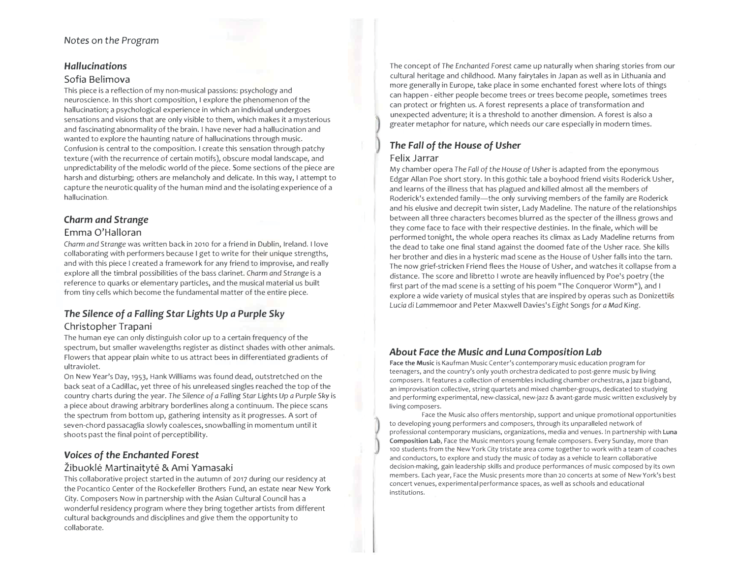*Notes on the Program*

### *Hallucinations*

Sofia Belimova

This piece is a reflection of my non-musical passions: psychology and neuroscience. In this short composition, I explore the phenomenon of the hallucination; a psychological experience in which an individual undergoes sensations and visions that are only visible to them, which makes it a mysterious and fascinating abnormality of the brain. I have never had a hallucination and wanted to explore the haunting nature of hallucinations through music. Confusion is central to the composition. I create this sensation through patchy texture (with the recurrence of certain motifs), obscure modal landscape, and unpredictability of the melodic world of the piece. Some sections of the piece are harsh and disturbing; others are melancholy and delicate. In this way, I attempt to capture the neurotic quality of the human mind and the isolating experience of a hallucination.

### *Charm and Strange*

Emma O'Halloran

*Charm and Strange* was written back in 2010 for a friend in Dublin, Ireland. I love collaborating with performers because I get to write for their unique strengths, and with this piece I created a framework for any friend to improvise, and really explore all the timbral possibilities of the bass clarinet. *Charm and Strange* is a reference to quarks or elementary particles, and the musical material us built from tiny cells which become the fundamental matter of the entire piece.

### *The Silence of a Falling Star Lights Up a Purple Sky*

Christopher Trapani

The human eye can only distinguish color up to a certain frequency of the spectrum, but smaller wavelengths register as distinct shades with other animals. Flowers that appear plain white to us attract bees in differentiated gradients of ultraviolet.

On New Year's Day, 1953, Hank Williams was found dead, outstretched on the back seat of a Cadillac, yet three of his unreleased singles reached the top of the country charts during the year. *The Silence of a Falling Star Lights Up a Purple Sky* is a piece about drawing arbitrary borderlines along a continuum. The piece scans the spectrum from bottom up, gathering intensity as it progresses. A sort of seven-chord passacaglia slowly coalesces, snowballing in momentum until it shoots past the final point of perceptibility.

### *Voices of the Enchanted Forest*

Žibuoklė Martinaitytė & Ami Yamasaki

This collaborative project started in the autumn of 2017 during our residency at the Pocantico Center of the Rockefeller Brothers Fund, an estate near New York City. Composers Now in partnership with the Asian Cultural Council has a wonderful residency program where they bring together artists from different cultural backgrounds and disciplines and give them the opportunity to collaborate.

The concept of *The Enchanted Forest* came up naturally when sharing stories from our cultural heritage and childhood. Many fairytales in Japan as well as in Lithuania and more generally in Europe, take place in some enchanted forest where lots of things can happen - either people become trees or trees become people, sometimes trees can protect or frighten us. A forest represents a place of transformation and unexpected adventure; it is a threshold to another dimension. A forest is also a greater metaphor for nature, which needs our care especially in modern times.

### *The Fall of the House of Usher*

Felix Jarrar

My chamber opera *The Fall of the House of Usher* is adapted from the eponymous Edgar Allan Poe short story. In this gothic tale a boyhood friend visits Roderick Usher, and learns of the illness that has plagued and killed almost all the members of Roderick's extended family—the only surviving members of the family are Roderick and his elusive and decrepit twin sister, Lady Madeline. The nature of the relationships between all three characters becomes blurred as the specter of the illness grows and they come face to face with their respective destinies. In the finale, which will be performed tonight, the whole opera reaches its climax as Lady Madeline returns from the dead to take one final stand against the doomed fate of the Usher race. She kills her brother and dies in a hysteric mad scene as the House of Usher falls into the tarn. The now grief-stricken Friend flees the House of Usher, and watches it collapse from a distance. The score and libretto I wrote are heavily influenced by Poe's poetry (the first part of the mad scene is a setting of his poem "The Conqueror Worm"), and I explore a wide variety of musical styles that are inspired by operas such as Donizetti's *Lucia di Lammemoor* and Peter Maxwell Davies's *Eight Songs for a Mad King*.

### *About Face the Music and Luna Composition Lab*

**Face the Music** is Kaufman Music Center's contemporary music education program for teenagers, and the country's only youth orchestra dedicated to post-genre music by living composers. It features a collection of ensembles including chamber orchestras, a jazz bigband, an improvisation collective, string quartets and mixed chamber-groups, dedicated to studying and performing experimental, new-classical, new-jazz & avant-garde music written exclusively by living composers.

Face the Music also offers mentorship, support and unique promotional opportunities to developing young performers and composers, through its unparalleled network of professional contemporary musicians, organizations, media and venues. In partnership with **Luna Composition Lab**, Face the Music mentors young female composers. Every Sunday, more than 100 students from the New York City tristate area come together to work with a team of coaches and conductors, to explore and study the music of today as a vehicle to learn collaborative decision-making, gain leadership skills and produce performances of music composed by its own members. Each year, Face the Music presents more than 20 concerts at some of New York's best concert venues, experimental performance spaces, as well as schools and educational institutions.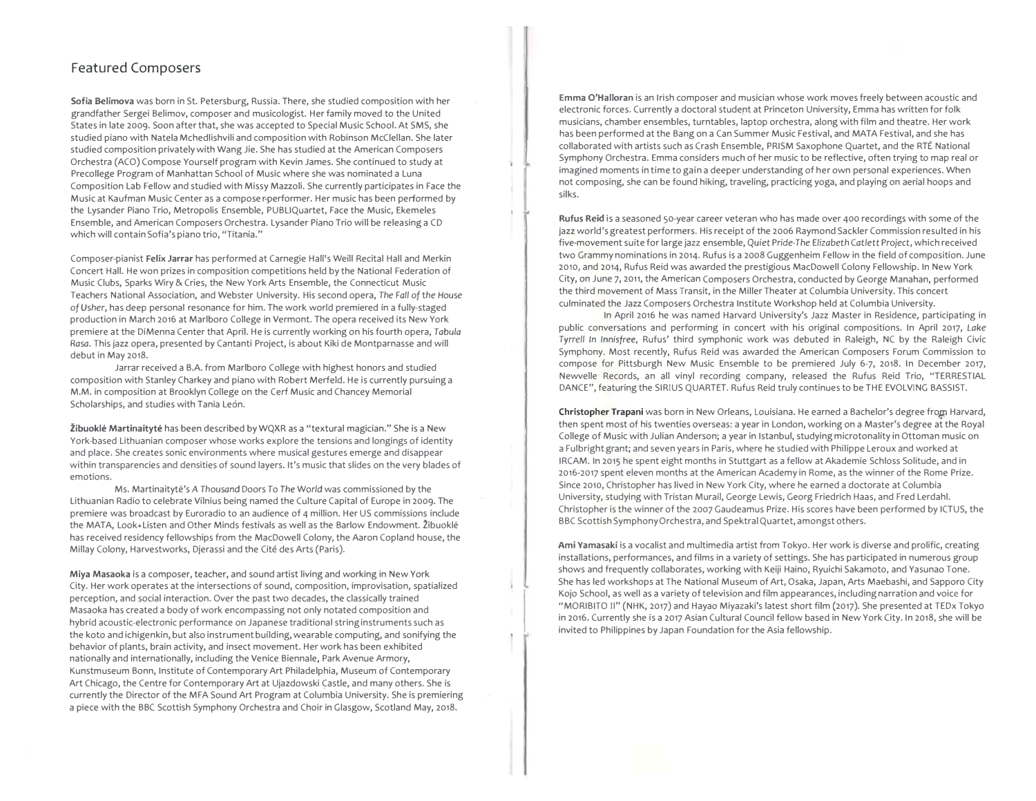## Featured Composers

**Sofia Belimova** was born in St. Petersburg, Russia. There, she studied composition with her grandfather Sergei Belimov, composer and musicologist. Her family moved to the United States in late 2009. Soon after that, she was accepted to Special Music School. At SMS, she studied piano with Natela Mchedlishvili and composition with Robinson McClellan. She later studied composition privately with Wang Jie. She has studied at the American Composers Orchestra (ACO) Compose Yourself program with Kevin James. She continued to study at Precollege Program of Manhattan School of Music where she was nominated a Luna Composition Lab Fellow and studied with Missy Mazzoli. She currently participates in Face the Music at Kaufman Music Center as a composer-performer. Her music has been performed by the Lysander Piano Trio, Metropolis Ensemble, PUBLIQuartet, Face the Music, Ekemeles Ensemble, and American Composers Orchestra. Lysander Piano Trio will be releasing a CD which will contain Sofia's piano trio, "Titania."

Composer-pianist **Felix Jarrar** has performed at Carnegie Hall's Weill Recital Hall and Merkin Concert Hall. He won prizes in composition competitions held by the National Federation of Music Clubs, Sparks Wiry & Cries, the New York Arts Ensemble, the Connecticut Music Teachers National Association, and Webster University. His second opera, *The Fall of the House of Usher*, has deep personal resonance for him. The work world premiered in a fully-staged production in March 2016 at Marlboro College in Vermont. The opera received its New York premiere at the DiMenna Center that April. He is currently working on his fourth opera, *Tabula Rasa*. This jazz opera, presented by Cantanti Project, is about Kiki de Montparnasse and will debut in May 2018.

Jarrar received a B.A. from Marlboro College with highest honors and studied composition with Stanley Charkey and piano with Robert Merfeld. He is currently pursuing a M.M. in composition at Brooklyn College on the Cerf Music and Chancey Memorial Scholarships, and studies with Tania León.

**Žibuoklė Martinaitytė** has been described by WQXR as a "textural magician." She is a New York-based Lithuanian composer whose works explore the tensions and longings of identity and place. She creates sonic environments where musical gestures emerge and disappear within transparencies and densities of sound layers. It's music that slides on the very blades of emotions.

Ms. Martinaitytė's *A Thousand Doors To The World* was commissioned by the Lithuanian Radio to celebrate Vilnius being named the Culture Capital of Europe in 2009. The premiere was broadcast by Euroradio to an audience of 4 million. Her US commissions include the MATA, Look+Listen and Other Minds festivals as well as the Barlow Endowment. Žibuoklė has received residency fellowships from the MacDowell Colony, the Aaron Copland house, the Millay Colony, Harvestworks, Djerassi and the Cité des Arts (Paris).

**Miya Masaoka** is a composer, teacher, and sound artist living and working in New York City. Her work operates at the intersections of sound, composition, improvisation, spatialized perception, and social interaction. Over the past two decades, the classically trained Masaoka has created a body of work encompassing not only notated composition and hybrid acoustic-electronic performance on Japanese traditional string instruments such as the koto and ichigenkin, but also instrument building, wearable computing, and sonifying the behavior of plants, brain activity, and insect movement. Her work has been exhibited nationally and internationally, including the Venice Biennale, Park Avenue Armory, Kunstmuseum Bonn, Institute of Contemporary Art Philadelphia, Museum of Contemporary Art Chicago, the Centre for Contemporary Art at Ujazdowski Castle, and many others. She is currently the Director of the MFA Sound Art Program at Columbia University. She is premiering a piece with the BBC Scottish Symphony Orchestra and Choir in Glasgow, Scotland May, 2018.

**Emma O'Halloran** is an Irish composer and musician whose work moves freely between acoustic and electronic forces. Currently a doctoral student at Princeton University, Emma has written for folk musicians, chamber ensembles, turntables, laptop orchestra, along with film and theatre. Her work has been performed at the Bang on a Can Summer Music Festival, and MATA Festival, and she has collaborated with artists such as Crash Ensemble, PRISM Saxophone Quartet, and the RTÉ National Symphony Orchestra. Emma considers much of her music to be reflective, often trying to map real or imagined moments in time to gain a deeper understanding of her own personal experiences. When not composing, she can be found hiking, traveling, practicing yoga, and playing on aerial hoops and silks.

**Rufus Reid** is a seasoned 50-year career veteran who has made over 400 recordings with some of the jazz world's greatest performers. His receipt of the 2006 Raymond Sackler Commission resulted in his five-movement suite for large jazz ensemble, *Quiet Pride-The Elizabeth Catlett Project*, which received two Grammy nominations in 2014. Rufus is a 2008 Guggenheim Fellow in the field of composition. June 2010, and 2014, Rufus Reid was awarded the prestigious MacDowell Colony Fellowship. In New York City, on June 7, 2011, the American Composers Orchestra, conducted by George Manahan, performed the third movement of Mass Transit, in the Miller Theater at Columbia University. This concert culminated the Jazz Composers Orchestra Institute Workshop held at Columbia University.

In April 2016 he was named Harvard University's Jazz Master in Residence, participating in public conversations and performing in concert with his original compositions. In April 2017, *Lake Tyrrell In Innisfree*, Rufus' third symphonic work was debuted in Raleigh, NC by the Raleigh Civic Symphony. Most recently, Rufus Reid was awarded the American Composers Forum Commission to compose for Pittsburgh New Music Ensemble to be premiered July 6-7, 2018. In December 2017, Newvelle Records, an all vinyl recording company, released the Rufus Reid Trio, "TERRESTIAL DANCE", featuring the SIRIUS QUARTET. Rufus Reid truly continues to be THE EVOLVING BASSIST.

**Christopher Trapani** was born in New Orleans, Louisiana. He earned a Bachelor's degree from Harvard, then spent most of his twenties overseas: a year in London, working on a Master's degree at the Royal College of Music with Julian Anderson; a year in Istanbul, studying microtonality in Ottoman music on a Fulbright grant; and seven years in Paris, where he studied with Philippe Leroux and worked at IRCAM. In 2015 he spent eight months in Stuttgart as a fellow at Akademie Schloss Solitude, and in 2016-2017 spent eleven months at the American Academy in Rome, as the winner of the Rome Prize. Since 2010, Christopher has lived in New York City, where he earned a doctorate at Columbia University, studying with Tristan Murail, George Lewis, Georg Friedrich Haas, and Fred Lerdahl. Christopher is the winner of the 2007 Gaudeamus Prize. His scores have been performed by ICTUS, the BBC Scottish Symphony Orchestra, and Spektral Quartet, amongst others.

**Ami Yamasaki** is a vocalist and multimedia artist from Tokyo. Her work is diverse and prolific, creating installations, performances, and films in a variety of settings. She has participated in numerous group shows and frequently collaborates, working with Keiji Haino, Ryuichi Sakamoto, and Yasunao Tone. She has led workshops at The National Museum of Art, Osaka, Japan, Arts Maebashi, and Sapporo City Kojo School, as well as a variety of television and film appearances, including narration and voice for "MORIBITO II" (NHK, 2017) and Hayao Miyazaki's latest short film (2017). She presented at TEDx Tokyo in 2016. Currently she is a 2017 Asian Cultural Council fellow based in New York City. In 2018, she will be invited to Philippines by Japan Foundation for the Asia fellowship.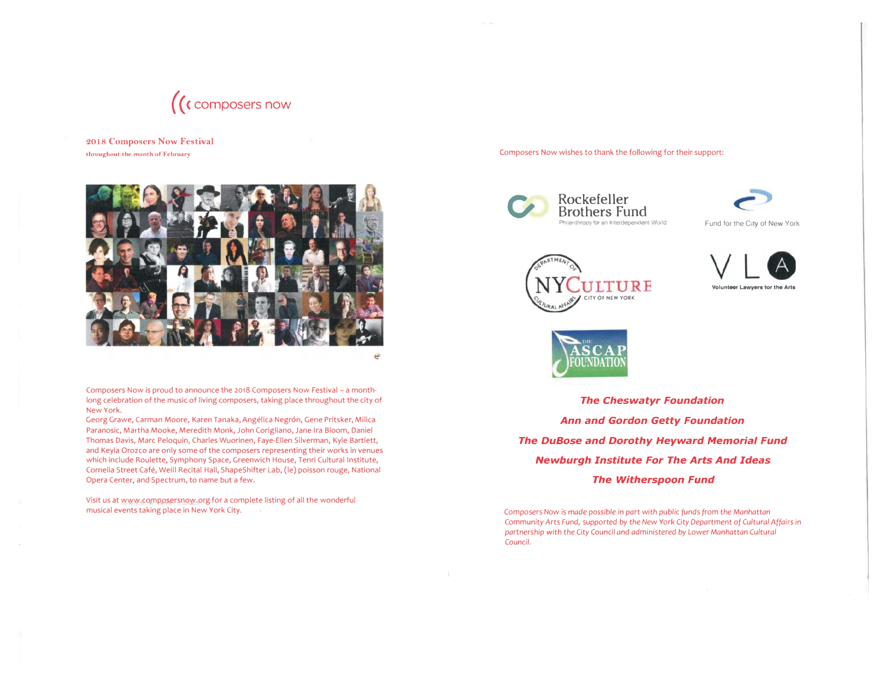(( composers now

## 2018 Composers Now Festival

throughout the month of February

Composers Now is proud to announce the 2018 Composers Now Festival – a month-long celebration of the music of living composers, taking place throughout the city of New York.

Georg Grawe, Carman Moore, Karen Tanaka, Angélica Negrón, Gene Pritsker, Milica Paranosic, Martha Mooke, Meredith Monk, John Corigliano, Jane Ira Bloom, Daniel Thomas Davis, Marc Peloquin, Charles Wuorinen, Faye-Ellen Silverman, Kyle Bartlett, and Keyla Orozco are only some of the composers representing their works in venues which include Roulette, Symphony Space, Greenwich House, Tenri Cultural Institute, Cornelia Street Café, Weill Recital Hall, ShapeShifter Lab, (le) poisson rouge, National Opera Center, and Spectrum, to name but a few.

Visit us at www.composersnow.org for a complete listing of all the wonderful musical events taking place in New York City.

Composers Now wishes to thank the following for their support:

Rockefeller Brothers Fund
Philanthropy for an Interdependent World

Fund for the City of New York

Department of Cultural Affairs NYCulture City of New York

VLA Volunteer Lawyers for the Arts

The ASCAP Foundation

***The Cheswatyr Foundation***

***Ann and Gordon Getty Foundation***

***The DuBose and Dorothy Heyward Memorial Fund***

***Newburgh Institute For The Arts And Ideas***

***The Witherspoon Fund***

*Composers Now is made possible in part with public funds from the Manhattan Community Arts Fund, supported by the New York City Department of Cultural Affairs in partnership with the City Council and administered by Lower Manhattan Cultural Council.*